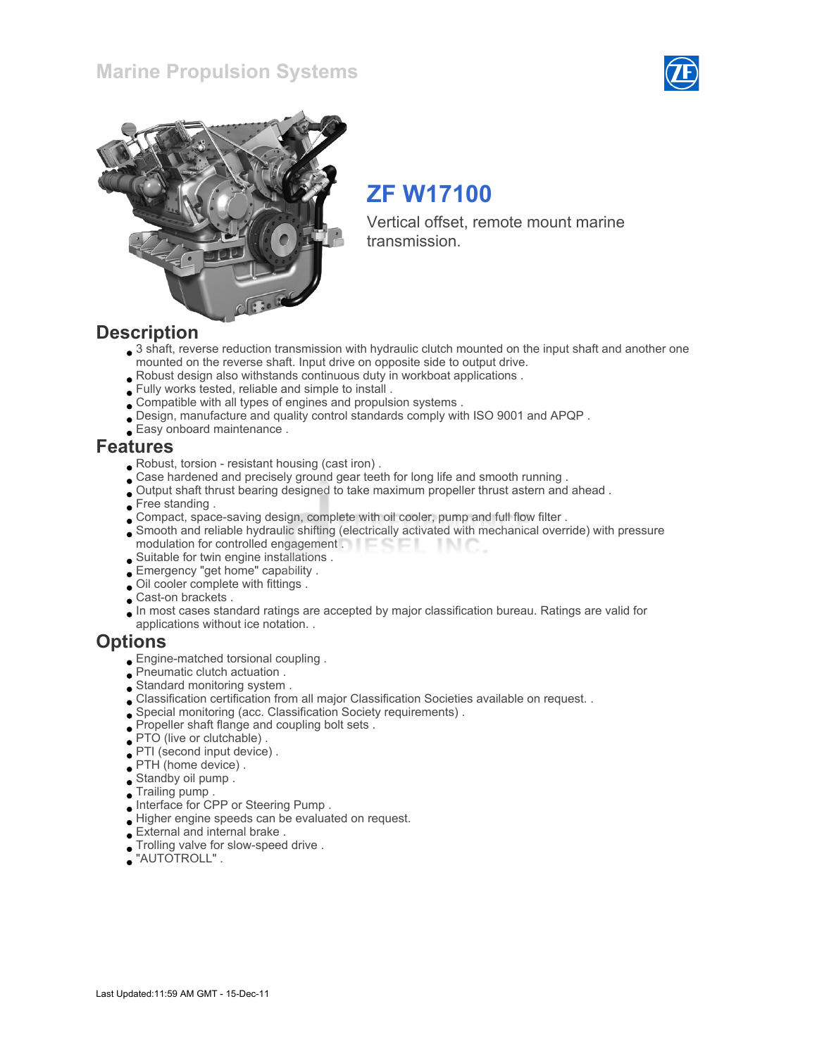# ZF W17100

Vertical offset, remote mount marine transmission.

## Description

- 3 shaft, reverse reduction transmission with hydraulic clutch mounted on the input shaft and another one mounted on the reverse shaft. Input drive on opposite side to output drive.
- Robust design also withstands continuous duty in workboat applications .
- Fully works tested, reliable and simple to install .
- Compatible with all types of engines and propulsion systems .
- Design, manufacture and quality control standards comply with ISO 9001 and APQP .
- Easy onboard maintenance .

## Features

- Robust, torsion - resistant housing (cast iron) .
- Case hardened and precisely ground gear teeth for long life and smooth running .
- Output shaft thrust bearing designed to take maximum propeller thrust astern and ahead .
- Free standing .
- Compact, space-saving design, complete with oil cooler, pump and full flow filter .
- Smooth and reliable hydraulic shifting (electrically activated with mechanical override) with pressure modulation for controlled engagement .
- Suitable for twin engine installations .
- Emergency "get home" capability .
- Oil cooler complete with fittings .
- Cast-on brackets .
- In most cases standard ratings are accepted by major classification bureau. Ratings are valid for applications without ice notation. .

## Options

- Engine-matched torsional coupling .
- Pneumatic clutch actuation .
- Standard monitoring system .
- Classification certification from all major Classification Societies available on request. .
- Special monitoring (acc. Classification Society requirements) .
- Propeller shaft flange and coupling bolt sets .
- PTO (live or clutchable) .
- PTI (second input device) .
- PTH (home device) .
- Standby oil pump .
- Trailing pump .
- Interface for CPP or Steering Pump .
- Higher engine speeds can be evaluated on request.
- External and internal brake .
- Trolling valve for slow-speed drive .
- "AUTOTROLL" .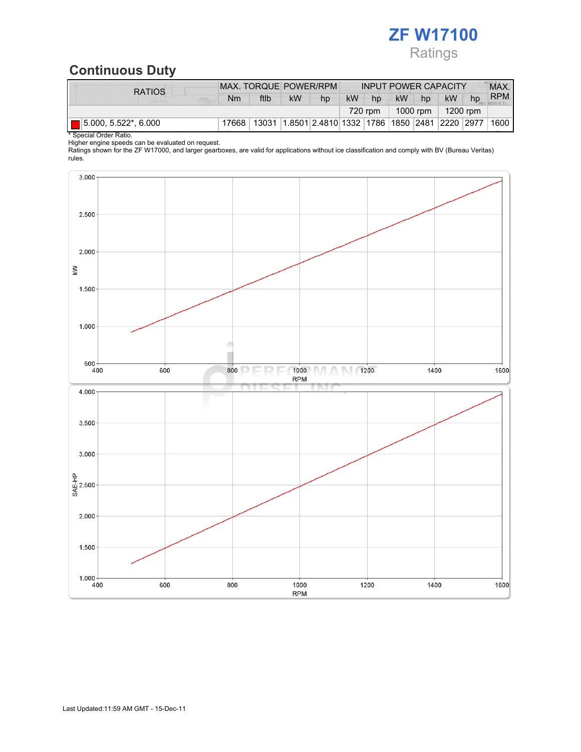# ZF W17100

Ratings

## Continuous Duty

| RATIOS | MAX. TORQUE | | POWER/RPM | | INPUT POWER CAPACITY | | | | | | MAX. RPM |
|---|---|---|---|---|---|---|---|---|---|---|---|
| | Nm | ftlb | kW | hp | kW | hp | kW | hp | kW | hp | |
| | | | | | 720 rpm | | 1000 rpm | | 1200 rpm | | |
| 5.000, 5.522*, 6.000 | 17668 | 13031 | 1.8501 | 2.4810 | 1332 | 1786 | 1850 | 2481 | 2220 | 2977 | 1600 |

\* Special Order Ratio.
Higher engine speeds can be evaluated on request.
Ratings shown for the ZF W17000, and larger gearboxes, are valid for applications without ice classification and comply with BV (Bureau Veritas) rules.

Last Updated:11:59 AM GMT - 15-Dec-11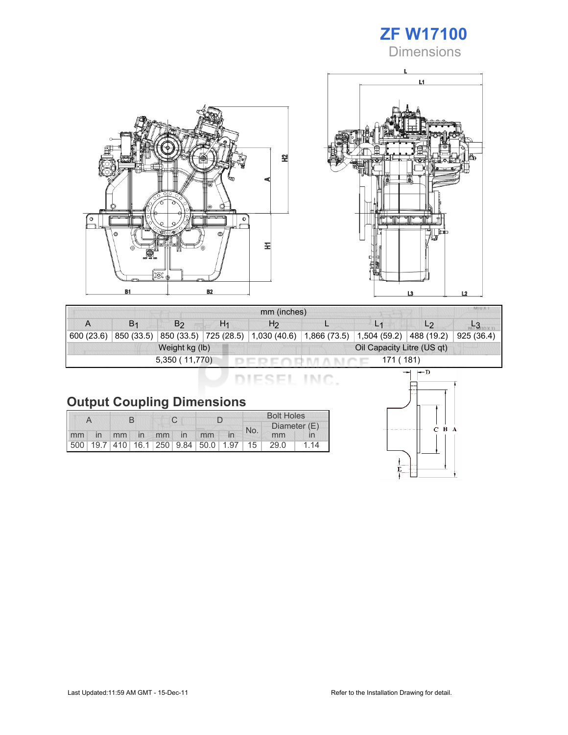# ZF W17100

## Dimensions

| mm (inches) | | | | | | | | |
|---|---|---|---|---|---|---|---|---|
| A | $B_1$ | $B_2$ | $H_1$ | $H_2$ | L | $L_1$ | $L_2$ | $L_3$ |
| 600 (23.6) | 850 (33.5) | 850 (33.5) | 725 (28.5) | 1,030 (40.6) | 1,866 (73.5) | 1,504 (59.2) | 488 (19.2) | 925 (36.4) |

| Weight kg (lb) | Oil Capacity Litre (US qt) |
|---|---|
| 5,350 ( 11,770) | 171 ( 181) |

## Output Coupling Dimensions

| A | | B | | C | | D | | Bolt Holes | | |
|---|---|---|---|---|---|---|---|---|---|---|
| | | | | | | | | No. | Diameter (E) | |
| mm | in | mm | in | mm | in | mm | in | | mm | in |
| 500 | 19.7 | 410 | 16.1 | 250 | 9.84 | 50.0 | 1.97 | 15 | 29.0 | 1.14 |

Last Updated:11:59 AM GMT - 15-Dec-11

Refer to the Installation Drawing for detail.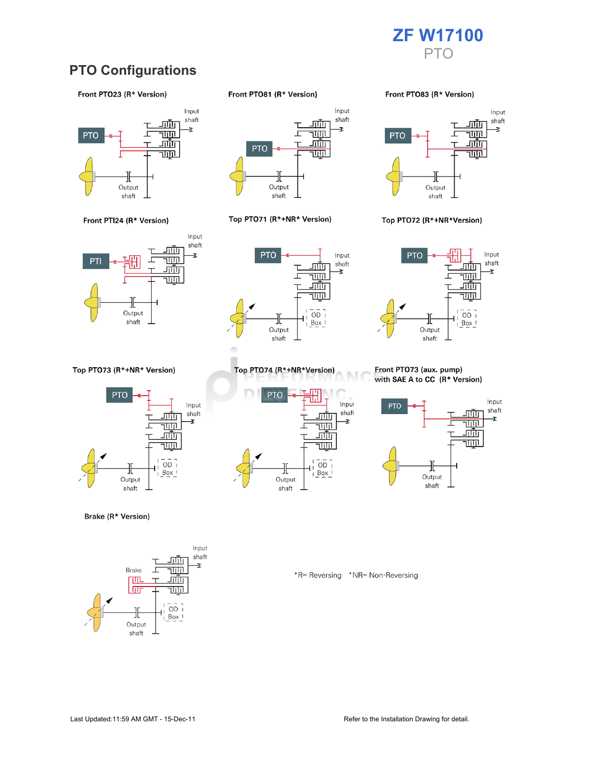# ZF W17100

PTO

## PTO Configurations

**Front PTO23 (R* Version)**

PTO · Input shaft · Output shaft

**Front PTO81 (R* Version)**

PTO · Input shaft · Output shaft

**Front PTO83 (R* Version)**

PTO · Input shaft · Output shaft

**Front PTI24 (R* Version)**

PTI · Input shaft · Output shaft

**Top PTO71 (R*+NR* Version)**

PTO · Input shaft · Output shaft · OD Box

**Top PTO72 (R*+NR*Version)**

PTO · Input shaft · Output shaft · OD Box

**Top PTO73 (R*+NR* Version)**

PTO · Input shaft · Output shaft · OD Box

**Top PTO74 (R*+NR*Version)**

PTO · Input shaft · Output shaft · OD Box

**Front PTO73 (aux. pump) with SAE A to CC (R* Version)**

PTO · Input shaft · Output shaft

**Brake (R* Version)**

Brake · Input shaft · Output shaft · OD Box

*R= Reversing *NR= Non-Reversing

Last Updated:11:59 AM GMT - 15-Dec-11

Refer to the Installation Drawing for detail.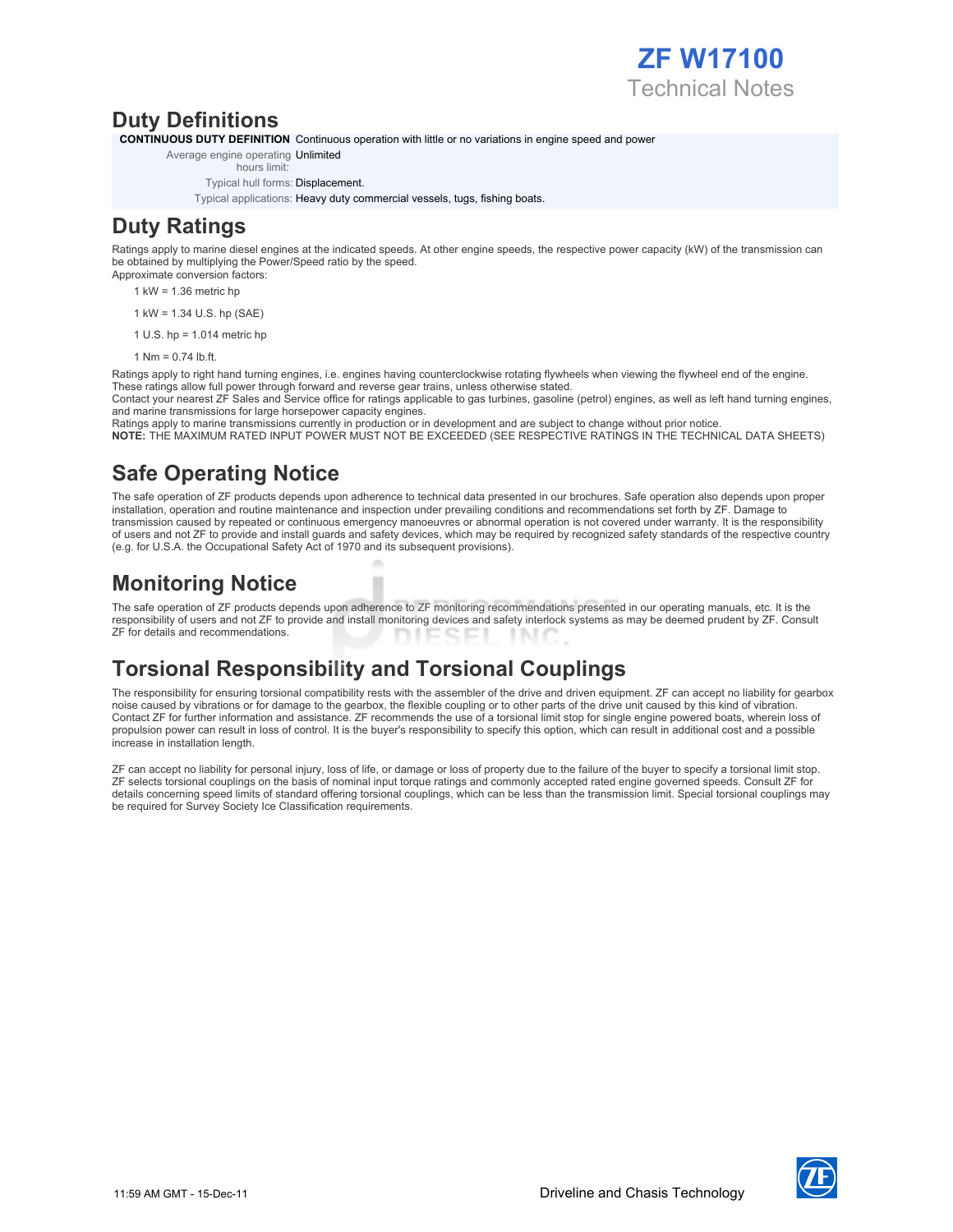# ZF W17100

Technical Notes

## Duty Definitions

| | |
|---|---|
| **CONTINUOUS DUTY DEFINITION** | Continuous operation with little or no variations in engine speed and power |
| Average engine operating hours limit: | Unlimited |
| Typical hull forms: | Displacement. |
| Typical applications: | Heavy duty commercial vessels, tugs, fishing boats. |

## Duty Ratings

Ratings apply to marine diesel engines at the indicated speeds. At other engine speeds, the respective power capacity (kW) of the transmission can be obtained by multiplying the Power/Speed ratio by the speed.
Approximate conversion factors:

1 kW = 1.36 metric hp

1 kW = 1.34 U.S. hp (SAE)

1 U.S. hp = 1.014 metric hp

1 Nm = 0.74 lb.ft.

Ratings apply to right hand turning engines, i.e. engines having counterclockwise rotating flywheels when viewing the flywheel end of the engine. These ratings allow full power through forward and reverse gear trains, unless otherwise stated.
Contact your nearest ZF Sales and Service office for ratings applicable to gas turbines, gasoline (petrol) engines, as well as left hand turning engines, and marine transmissions for large horsepower capacity engines.
Ratings apply to marine transmissions currently in production or in development and are subject to change without prior notice.
**NOTE:** THE MAXIMUM RATED INPUT POWER MUST NOT BE EXCEEDED (SEE RESPECTIVE RATINGS IN THE TECHNICAL DATA SHEETS)

## Safe Operating Notice

The safe operation of ZF products depends upon adherence to technical data presented in our brochures. Safe operation also depends upon proper installation, operation and routine maintenance and inspection under prevailing conditions and recommendations set forth by ZF. Damage to transmission caused by repeated or continuous emergency manoeuvres or abnormal operation is not covered under warranty. It is the responsibility of users and not ZF to provide and install guards and safety devices, which may be required by recognized safety standards of the respective country (e.g. for U.S.A. the Occupational Safety Act of 1970 and its subsequent provisions).

## Monitoring Notice

The safe operation of ZF products depends upon adherence to ZF monitoring recommendations presented in our operating manuals, etc. It is the responsibility of users and not ZF to provide and install monitoring devices and safety interlock systems as may be deemed prudent by ZF. Consult ZF for details and recommendations.

## Torsional Responsibility and Torsional Couplings

The responsibility for ensuring torsional compatibility rests with the assembler of the drive and driven equipment. ZF can accept no liability for gearbox noise caused by vibrations or for damage to the gearbox, the flexible coupling or to other parts of the drive unit caused by this kind of vibration. Contact ZF for further information and assistance. ZF recommends the use of a torsional limit stop for single engine powered boats, wherein loss of propulsion power can result in loss of control. It is the buyer's responsibility to specify this option, which can result in additional cost and a possible increase in installation length.

ZF can accept no liability for personal injury, loss of life, or damage or loss of property due to the failure of the buyer to specify a torsional limit stop. ZF selects torsional couplings on the basis of nominal input torque ratings and commonly accepted rated engine governed speeds. Consult ZF for details concerning speed limits of standard offering torsional couplings, which can be less than the transmission limit. Special torsional couplings may be required for Survey Society Ice Classification requirements.